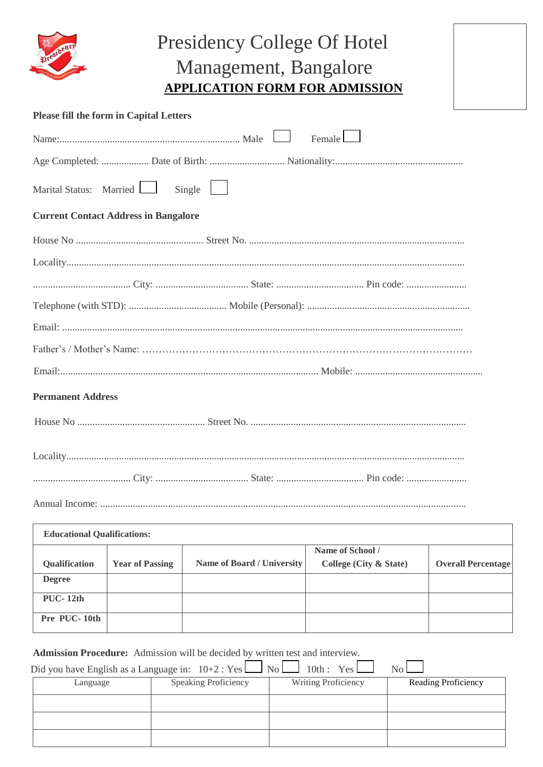# Presidency College Of Hotel Management, Bangalore

## APPLICATION FORM FOR ADMISSION

**Please fill the form in Capital Letters**

Name:........................................................................ Male ☐ Female ☐

Age Completed: ................... Date of Birth: .............................. Nationality:...................................................

Marital Status: Married ☐ Single ☐

**Current Contact Address in Bangalore**

House No .................................................... Street No. ......................................................................................

Locality.............................................................................................................................................................

....................................... City: ..................................... State: ................................... Pin code: ........................

Telephone (with STD): ....................................... Mobile (Personal): .................................................................

Email: ..............................................................................................................................................................

Father's / Mother's Name: ……………………………………………………………………………………

Email:...................................................................................................... Mobile: ...................................................

**Permanent Address**

House No .................................................... Street No. ......................................................................................

Locality.............................................................................................................................................................

....................................... City: ..................................... State: ................................... Pin code: ........................

Annual Income: ..............................................................................................................................................

**Educational Qualifications:**

| Qualification | Year of Passing | Name of Board / University | Name of School / College (City & State) | Overall Percentage |
|---|---|---|---|---|
| Degree | | | | |
| PUC- 12th | | | | |
| Pre PUC- 10th | | | | |

**Admission Procedure:** Admission will be decided by written test and interview.

Did you have English as a Language in: 10+2 : Yes ☐ No ☐ 10th : Yes ☐ No ☐

| Language | Speaking Proficiency | Writing Proficiency | Reading Proficiency |
|---|---|---|---|
| | | | |
| | | | |
| | | | |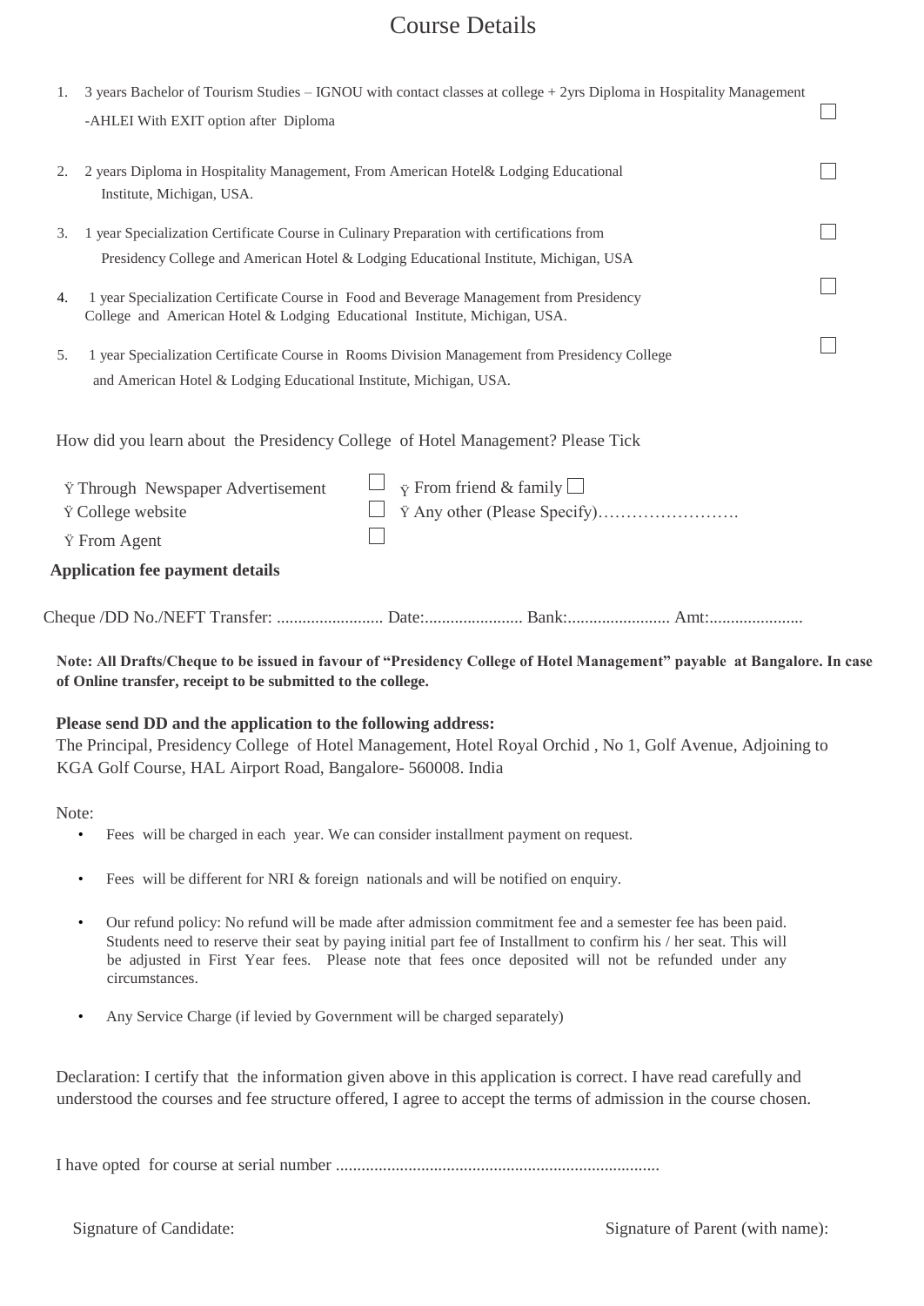# Course Details

1. 3 years Bachelor of Tourism Studies – IGNOU with contact classes at college + 2yrs Diploma in Hospitality Management -AHLEI With EXIT option after Diploma ☐
2. 2 years Diploma in Hospitality Management, From American Hotel& Lodging Educational Institute, Michigan, USA. ☐
3. 1 year Specialization Certificate Course in Culinary Preparation with certifications from Presidency College and American Hotel & Lodging Educational Institute, Michigan, USA ☐
4. 1 year Specialization Certificate Course in Food and Beverage Management from Presidency College and American Hotel & Lodging Educational Institute, Michigan, USA. ☐
5. 1 year Specialization Certificate Course in Rooms Division Management from Presidency College and American Hotel & Lodging Educational Institute, Michigan, USA. ☐

How did you learn about the Presidency College of Hotel Management? Please Tick

- Through Newspaper Advertisement ☐
- College website ☐
- From Agent ☐
- From friend & family ☐
- Any other (Please Specify)…………………….

**Application fee payment details**

Cheque /DD No./NEFT Transfer: ......................... Date:....................... Bank:........................ Amt:......................

**Note: All Drafts/Cheque to be issued in favour of "Presidency College of Hotel Management" payable at Bangalore. In case of Online transfer, receipt to be submitted to the college.**

**Please send DD and the application to the following address:**
The Principal, Presidency College of Hotel Management, Hotel Royal Orchid , No 1, Golf Avenue, Adjoining to KGA Golf Course, HAL Airport Road, Bangalore- 560008. India

Note:

- Fees will be charged in each year. We can consider installment payment on request.
- Fees will be different for NRI & foreign nationals and will be notified on enquiry.
- Our refund policy: No refund will be made after admission commitment fee and a semester fee has been paid. Students need to reserve their seat by paying initial part fee of Installment to confirm his / her seat. This will be adjusted in First Year fees. Please note that fees once deposited will not be refunded under any circumstances.
- Any Service Charge (if levied by Government will be charged separately)

Declaration: I certify that the information given above in this application is correct. I have read carefully and understood the courses and fee structure offered, I agree to accept the terms of admission in the course chosen.

I have opted for course at serial number ............................................................................

Signature of Candidate:

Signature of Parent (with name):